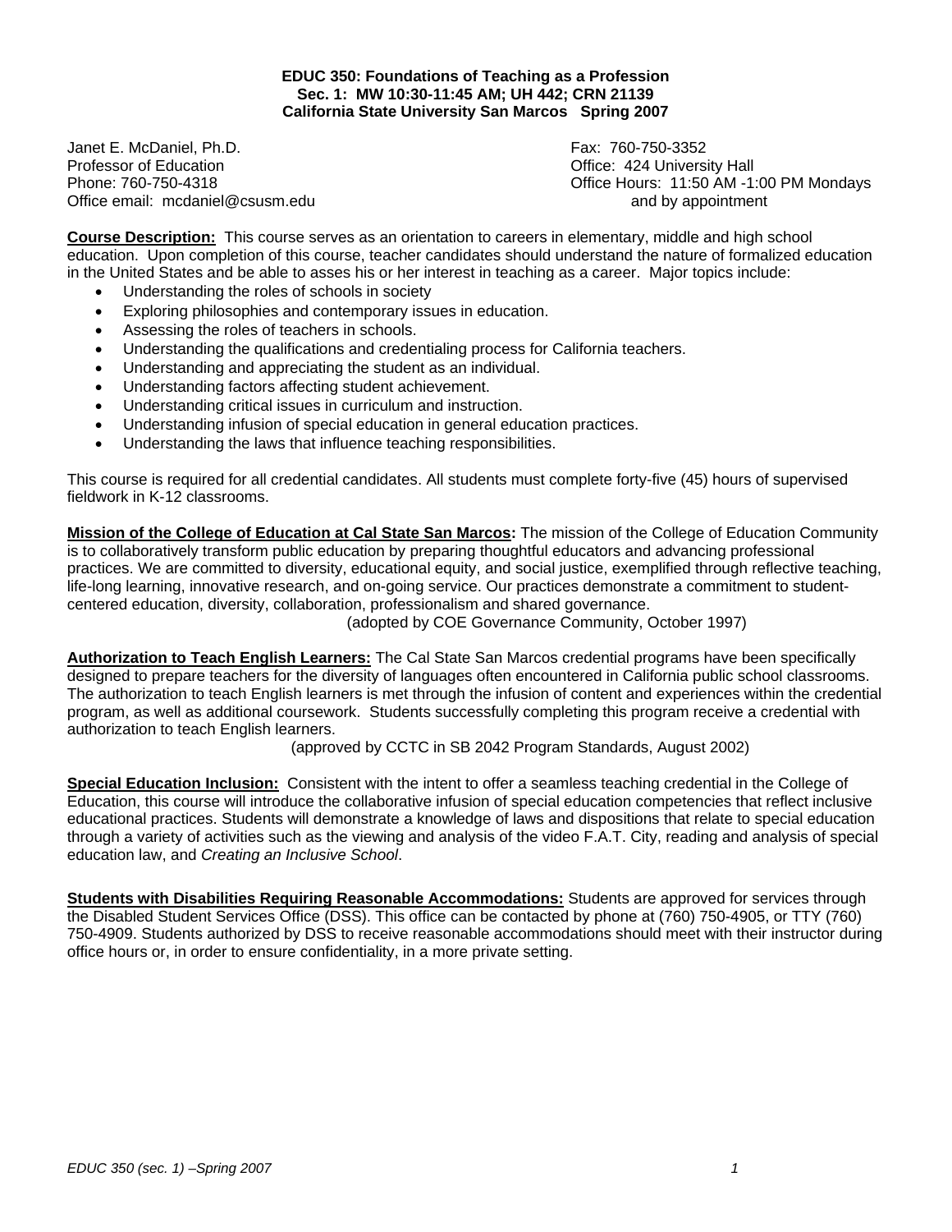**EDUC 350: Foundations of Teaching as a Profession**
**Sec. 1: MW 10:30-11:45 AM; UH 442; CRN 21139**
**California State University San Marcos Spring 2007**

Janet E. McDaniel, Ph.D.
Professor of Education
Phone: 760-750-4318
Office email: mcdaniel@csusm.edu

Fax: 760-750-3352
Office: 424 University Hall
Office Hours: 11:50 AM -1:00 PM Mondays and by appointment

**Course Description:** This course serves as an orientation to careers in elementary, middle and high school education. Upon completion of this course, teacher candidates should understand the nature of formalized education in the United States and be able to asses his or her interest in teaching as a career. Major topics include:

- Understanding the roles of schools in society
- Exploring philosophies and contemporary issues in education.
- Assessing the roles of teachers in schools.
- Understanding the qualifications and credentialing process for California teachers.
- Understanding and appreciating the student as an individual.
- Understanding factors affecting student achievement.
- Understanding critical issues in curriculum and instruction.
- Understanding infusion of special education in general education practices.
- Understanding the laws that influence teaching responsibilities.

This course is required for all credential candidates. All students must complete forty-five (45) hours of supervised fieldwork in K-12 classrooms.

**Mission of the College of Education at Cal State San Marcos:** The mission of the College of Education Community is to collaboratively transform public education by preparing thoughtful educators and advancing professional practices. We are committed to diversity, educational equity, and social justice, exemplified through reflective teaching, life-long learning, innovative research, and on-going service. Our practices demonstrate a commitment to student-centered education, diversity, collaboration, professionalism and shared governance.
(adopted by COE Governance Community, October 1997)

**Authorization to Teach English Learners:** The Cal State San Marcos credential programs have been specifically designed to prepare teachers for the diversity of languages often encountered in California public school classrooms. The authorization to teach English learners is met through the infusion of content and experiences within the credential program, as well as additional coursework. Students successfully completing this program receive a credential with authorization to teach English learners.
(approved by CCTC in SB 2042 Program Standards, August 2002)

**Special Education Inclusion:** Consistent with the intent to offer a seamless teaching credential in the College of Education, this course will introduce the collaborative infusion of special education competencies that reflect inclusive educational practices. Students will demonstrate a knowledge of laws and dispositions that relate to special education through a variety of activities such as the viewing and analysis of the video F.A.T. City, reading and analysis of special education law, and *Creating an Inclusive School*.

**Students with Disabilities Requiring Reasonable Accommodations:** Students are approved for services through the Disabled Student Services Office (DSS). This office can be contacted by phone at (760) 750-4905, or TTY (760) 750-4909. Students authorized by DSS to receive reasonable accommodations should meet with their instructor during office hours or, in order to ensure confidentiality, in a more private setting.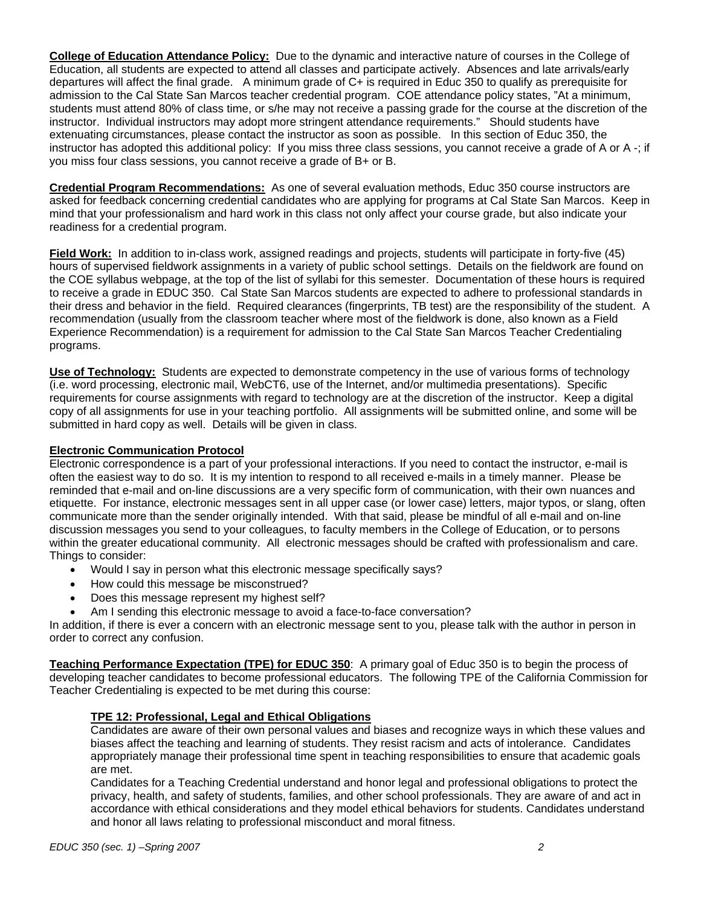**College of Education Attendance Policy:** Due to the dynamic and interactive nature of courses in the College of Education, all students are expected to attend all classes and participate actively. Absences and late arrivals/early departures will affect the final grade. A minimum grade of C+ is required in Educ 350 to qualify as prerequisite for admission to the Cal State San Marcos teacher credential program. COE attendance policy states, "At a minimum, students must attend 80% of class time, or s/he may not receive a passing grade for the course at the discretion of the instructor. Individual instructors may adopt more stringent attendance requirements." Should students have extenuating circumstances, please contact the instructor as soon as possible. In this section of Educ 350, the instructor has adopted this additional policy: If you miss three class sessions, you cannot receive a grade of A or A -; if you miss four class sessions, you cannot receive a grade of B+ or B.

**Credential Program Recommendations:** As one of several evaluation methods, Educ 350 course instructors are asked for feedback concerning credential candidates who are applying for programs at Cal State San Marcos. Keep in mind that your professionalism and hard work in this class not only affect your course grade, but also indicate your readiness for a credential program.

**Field Work:** In addition to in-class work, assigned readings and projects, students will participate in forty-five (45) hours of supervised fieldwork assignments in a variety of public school settings. Details on the fieldwork are found on the COE syllabus webpage, at the top of the list of syllabi for this semester. Documentation of these hours is required to receive a grade in EDUC 350. Cal State San Marcos students are expected to adhere to professional standards in their dress and behavior in the field. Required clearances (fingerprints, TB test) are the responsibility of the student. A recommendation (usually from the classroom teacher where most of the fieldwork is done, also known as a Field Experience Recommendation) is a requirement for admission to the Cal State San Marcos Teacher Credentialing programs.

**Use of Technology:** Students are expected to demonstrate competency in the use of various forms of technology (i.e. word processing, electronic mail, WebCT6, use of the Internet, and/or multimedia presentations). Specific requirements for course assignments with regard to technology are at the discretion of the instructor. Keep a digital copy of all assignments for use in your teaching portfolio. All assignments will be submitted online, and some will be submitted in hard copy as well. Details will be given in class.

**Electronic Communication Protocol**

Electronic correspondence is a part of your professional interactions. If you need to contact the instructor, e-mail is often the easiest way to do so. It is my intention to respond to all received e-mails in a timely manner. Please be reminded that e-mail and on-line discussions are a very specific form of communication, with their own nuances and etiquette. For instance, electronic messages sent in all upper case (or lower case) letters, major typos, or slang, often communicate more than the sender originally intended. With that said, please be mindful of all e-mail and on-line discussion messages you send to your colleagues, to faculty members in the College of Education, or to persons within the greater educational community. All electronic messages should be crafted with professionalism and care. Things to consider:

- Would I say in person what this electronic message specifically says?
- How could this message be misconstrued?
- Does this message represent my highest self?
- Am I sending this electronic message to avoid a face-to-face conversation?

In addition, if there is ever a concern with an electronic message sent to you, please talk with the author in person in order to correct any confusion.

**Teaching Performance Expectation (TPE) for EDUC 350**: A primary goal of Educ 350 is to begin the process of developing teacher candidates to become professional educators. The following TPE of the California Commission for Teacher Credentialing is expected to be met during this course:

**TPE 12: Professional, Legal and Ethical Obligations**

Candidates are aware of their own personal values and biases and recognize ways in which these values and biases affect the teaching and learning of students. They resist racism and acts of intolerance. Candidates appropriately manage their professional time spent in teaching responsibilities to ensure that academic goals are met.

Candidates for a Teaching Credential understand and honor legal and professional obligations to protect the privacy, health, and safety of students, families, and other school professionals. They are aware of and act in accordance with ethical considerations and they model ethical behaviors for students. Candidates understand and honor all laws relating to professional misconduct and moral fitness.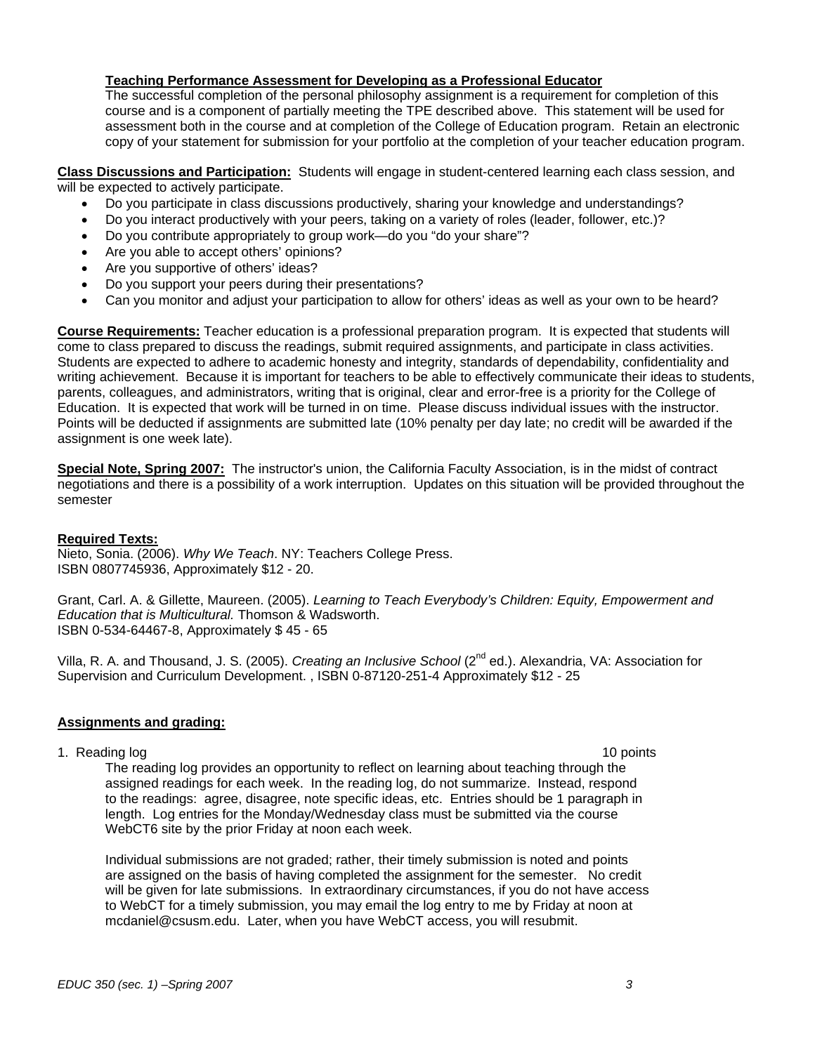**Teaching Performance Assessment for Developing as a Professional Educator**

The successful completion of the personal philosophy assignment is a requirement for completion of this course and is a component of partially meeting the TPE described above. This statement will be used for assessment both in the course and at completion of the College of Education program. Retain an electronic copy of your statement for submission for your portfolio at the completion of your teacher education program.

**Class Discussions and Participation:** Students will engage in student-centered learning each class session, and will be expected to actively participate.

- Do you participate in class discussions productively, sharing your knowledge and understandings?
- Do you interact productively with your peers, taking on a variety of roles (leader, follower, etc.)?
- Do you contribute appropriately to group work—do you "do your share"?
- Are you able to accept others' opinions?
- Are you supportive of others' ideas?
- Do you support your peers during their presentations?
- Can you monitor and adjust your participation to allow for others' ideas as well as your own to be heard?

**Course Requirements:** Teacher education is a professional preparation program. It is expected that students will come to class prepared to discuss the readings, submit required assignments, and participate in class activities. Students are expected to adhere to academic honesty and integrity, standards of dependability, confidentiality and writing achievement. Because it is important for teachers to be able to effectively communicate their ideas to students, parents, colleagues, and administrators, writing that is original, clear and error-free is a priority for the College of Education. It is expected that work will be turned in on time. Please discuss individual issues with the instructor. Points will be deducted if assignments are submitted late (10% penalty per day late; no credit will be awarded if the assignment is one week late).

**Special Note, Spring 2007:** The instructor's union, the California Faculty Association, is in the midst of contract negotiations and there is a possibility of a work interruption. Updates on this situation will be provided throughout the semester

**Required Texts:**

Nieto, Sonia. (2006). *Why We Teach*. NY: Teachers College Press.
ISBN 0807745936, Approximately $12 - 20.

Grant, Carl. A. & Gillette, Maureen. (2005). *Learning to Teach Everybody's Children: Equity, Empowerment and Education that is Multicultural.* Thomson & Wadsworth.
ISBN 0-534-64467-8, Approximately $ 45 - 65

Villa, R. A. and Thousand, J. S. (2005). *Creating an Inclusive School* (2nd ed.). Alexandria, VA: Association for Supervision and Curriculum Development. , ISBN 0-87120-251-4 Approximately $12 - 25

**Assignments and grading:**

1. Reading log — 10 points

   The reading log provides an opportunity to reflect on learning about teaching through the assigned readings for each week. In the reading log, do not summarize. Instead, respond to the readings: agree, disagree, note specific ideas, etc. Entries should be 1 paragraph in length. Log entries for the Monday/Wednesday class must be submitted via the course WebCT6 site by the prior Friday at noon each week.

   Individual submissions are not graded; rather, their timely submission is noted and points are assigned on the basis of having completed the assignment for the semester. No credit will be given for late submissions. In extraordinary circumstances, if you do not have access to WebCT for a timely submission, you may email the log entry to me by Friday at noon at mcdaniel@csusm.edu. Later, when you have WebCT access, you will resubmit.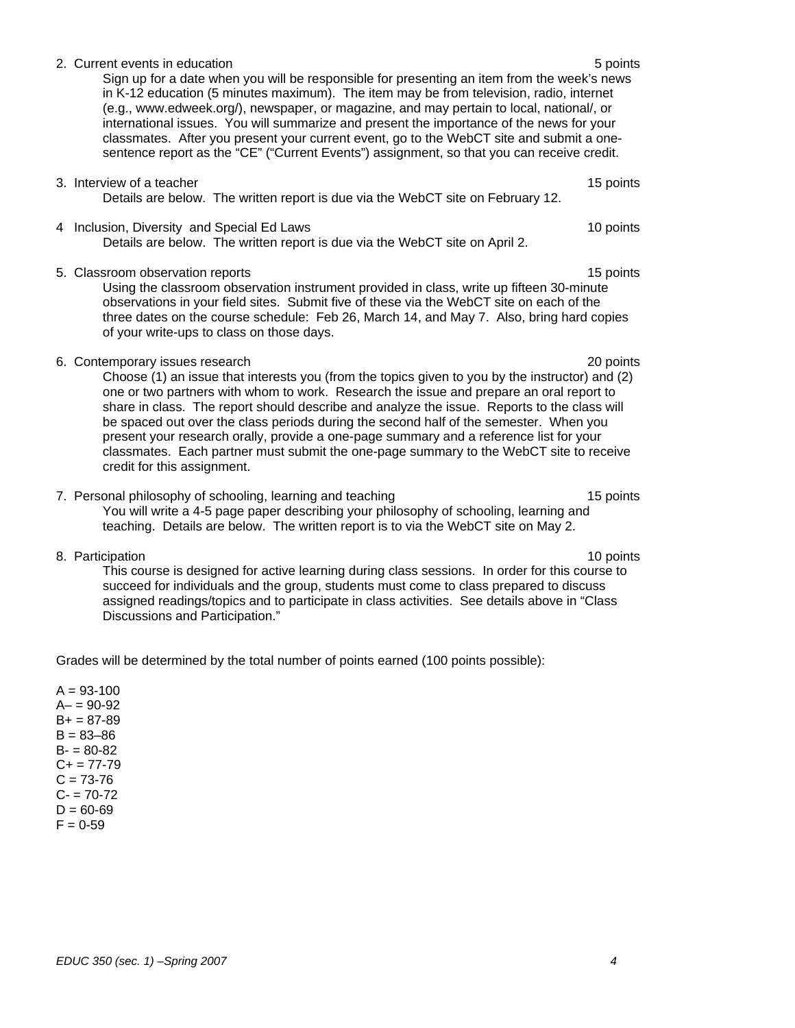2. Current events in education — 5 points

    Sign up for a date when you will be responsible for presenting an item from the week's news in K-12 education (5 minutes maximum). The item may be from television, radio, internet (e.g., www.edweek.org/), newspaper, or magazine, and may pertain to local, national/, or international issues. You will summarize and present the importance of the news for your classmates. After you present your current event, go to the WebCT site and submit a one-sentence report as the "CE" ("Current Events") assignment, so that you can receive credit.

3. Interview of a teacher — 15 points

    Details are below. The written report is due via the WebCT site on February 12.

4 Inclusion, Diversity and Special Ed Laws — 10 points

    Details are below. The written report is due via the WebCT site on April 2.

5. Classroom observation reports — 15 points

    Using the classroom observation instrument provided in class, write up fifteen 30-minute observations in your field sites. Submit five of these via the WebCT site on each of the three dates on the course schedule: Feb 26, March 14, and May 7. Also, bring hard copies of your write-ups to class on those days.

6. Contemporary issues research — 20 points

    Choose (1) an issue that interests you (from the topics given to you by the instructor) and (2) one or two partners with whom to work. Research the issue and prepare an oral report to share in class. The report should describe and analyze the issue. Reports to the class will be spaced out over the class periods during the second half of the semester. When you present your research orally, provide a one-page summary and a reference list for your classmates. Each partner must submit the one-page summary to the WebCT site to receive credit for this assignment.

7. Personal philosophy of schooling, learning and teaching — 15 points

    You will write a 4-5 page paper describing your philosophy of schooling, learning and teaching. Details are below. The written report is to via the WebCT site on May 2.

8. Participation — 10 points

    This course is designed for active learning during class sessions. In order for this course to succeed for individuals and the group, students must come to class prepared to discuss assigned readings/topics and to participate in class activities. See details above in "Class Discussions and Participation."

Grades will be determined by the total number of points earned (100 points possible):

A = 93-100
A– = 90-92
B+ = 87-89
B = 83–86
B- = 80-82
C+ = 77-79
C = 73-76
C- = 70-72
D = 60-69
F = 0-59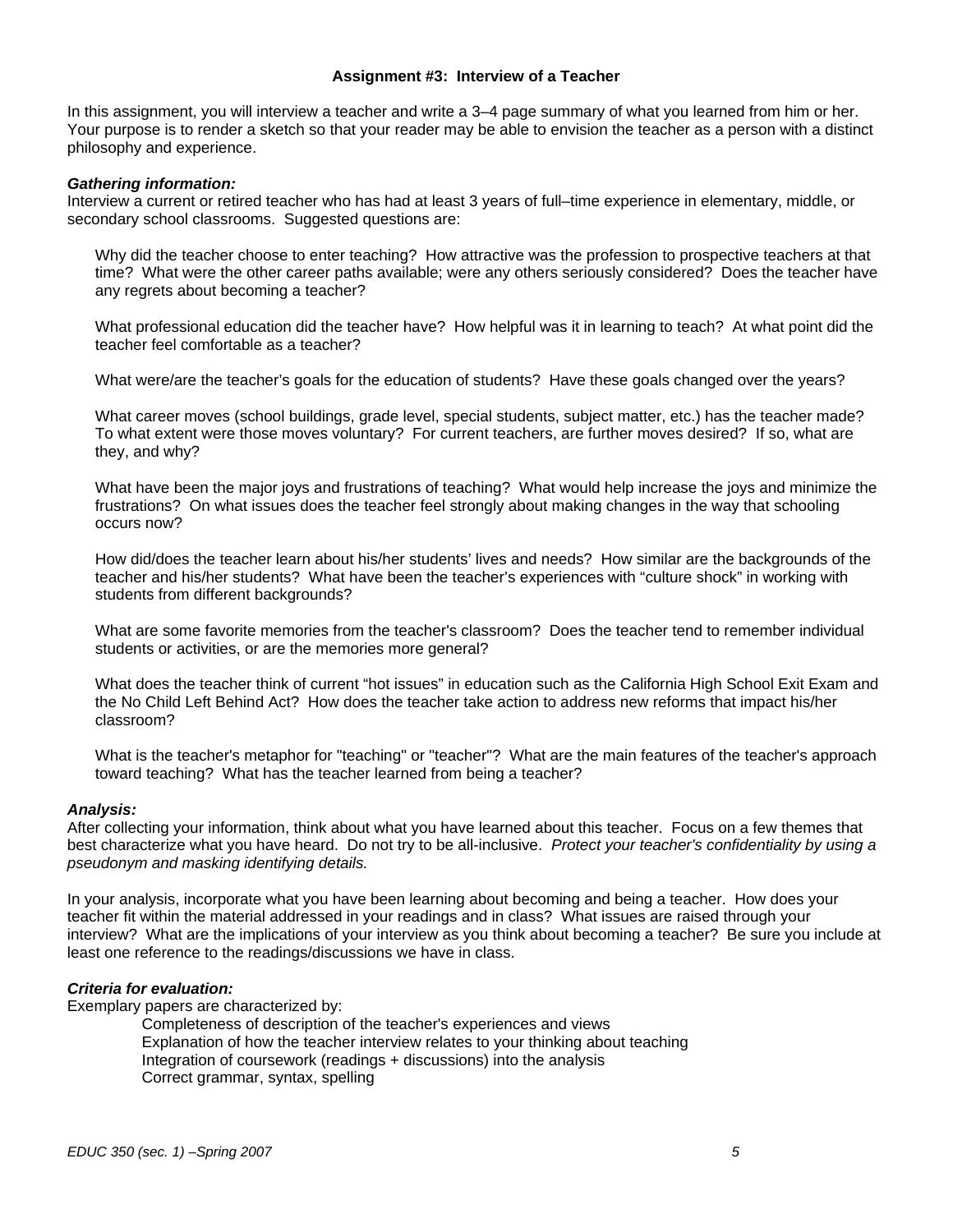## Assignment #3: Interview of a Teacher

In this assignment, you will interview a teacher and write a 3–4 page summary of what you learned from him or her. Your purpose is to render a sketch so that your reader may be able to envision the teacher as a person with a distinct philosophy and experience.

***Gathering information:***
Interview a current or retired teacher who has had at least 3 years of full–time experience in elementary, middle, or secondary school classrooms. Suggested questions are:

> Why did the teacher choose to enter teaching? How attractive was the profession to prospective teachers at that time? What were the other career paths available; were any others seriously considered? Does the teacher have any regrets about becoming a teacher?
>
> What professional education did the teacher have? How helpful was it in learning to teach? At what point did the teacher feel comfortable as a teacher?
>
> What were/are the teacher's goals for the education of students? Have these goals changed over the years?
>
> What career moves (school buildings, grade level, special students, subject matter, etc.) has the teacher made? To what extent were those moves voluntary? For current teachers, are further moves desired? If so, what are they, and why?
>
> What have been the major joys and frustrations of teaching? What would help increase the joys and minimize the frustrations? On what issues does the teacher feel strongly about making changes in the way that schooling occurs now?
>
> How did/does the teacher learn about his/her students' lives and needs? How similar are the backgrounds of the teacher and his/her students? What have been the teacher's experiences with "culture shock" in working with students from different backgrounds?
>
> What are some favorite memories from the teacher's classroom? Does the teacher tend to remember individual students or activities, or are the memories more general?
>
> What does the teacher think of current "hot issues" in education such as the California High School Exit Exam and the No Child Left Behind Act? How does the teacher take action to address new reforms that impact his/her classroom?
>
> What is the teacher's metaphor for "teaching" or "teacher"? What are the main features of the teacher's approach toward teaching? What has the teacher learned from being a teacher?

***Analysis:***
After collecting your information, think about what you have learned about this teacher. Focus on a few themes that best characterize what you have heard. Do not try to be all-inclusive. *Protect your teacher's confidentiality by using a pseudonym and masking identifying details.*

In your analysis, incorporate what you have been learning about becoming and being a teacher. How does your teacher fit within the material addressed in your readings and in class? What issues are raised through your interview? What are the implications of your interview as you think about becoming a teacher? Be sure you include at least one reference to the readings/discussions we have in class.

***Criteria for evaluation:***
Exemplary papers are characterized by:

- Completeness of description of the teacher's experiences and views
- Explanation of how the teacher interview relates to your thinking about teaching
- Integration of coursework (readings + discussions) into the analysis
- Correct grammar, syntax, spelling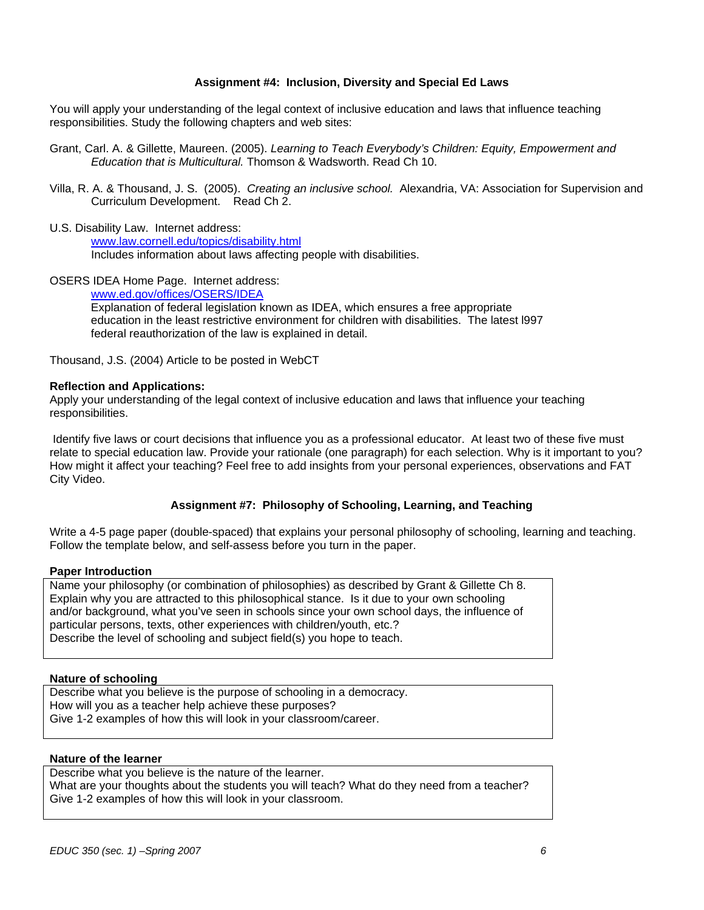### Assignment #4: Inclusion, Diversity and Special Ed Laws

You will apply your understanding of the legal context of inclusive education and laws that influence teaching responsibilities. Study the following chapters and web sites:

Grant, Carl. A. & Gillette, Maureen. (2005). *Learning to Teach Everybody's Children: Equity, Empowerment and Education that is Multicultural.* Thomson & Wadsworth. Read Ch 10.

Villa, R. A. & Thousand, J. S. (2005). *Creating an inclusive school.* Alexandria, VA: Association for Supervision and Curriculum Development. Read Ch 2.

U.S. Disability Law. Internet address:
www.law.cornell.edu/topics/disability.html
Includes information about laws affecting people with disabilities.

OSERS IDEA Home Page. Internet address:
www.ed.gov/offices/OSERS/IDEA
Explanation of federal legislation known as IDEA, which ensures a free appropriate education in the least restrictive environment for children with disabilities. The latest l997 federal reauthorization of the law is explained in detail.

Thousand, J.S. (2004) Article to be posted in WebCT

**Reflection and Applications:**
Apply your understanding of the legal context of inclusive education and laws that influence your teaching responsibilities.

Identify five laws or court decisions that influence you as a professional educator. At least two of these five must relate to special education law. Provide your rationale (one paragraph) for each selection. Why is it important to you? How might it affect your teaching? Feel free to add insights from your personal experiences, observations and FAT City Video.

### Assignment #7: Philosophy of Schooling, Learning, and Teaching

Write a 4-5 page paper (double-spaced) that explains your personal philosophy of schooling, learning and teaching. Follow the template below, and self-assess before you turn in the paper.

**Paper Introduction**

Name your philosophy (or combination of philosophies) as described by Grant & Gillette Ch 8. Explain why you are attracted to this philosophical stance. Is it due to your own schooling and/or background, what you've seen in schools since your own school days, the influence of particular persons, texts, other experiences with children/youth, etc.?
Describe the level of schooling and subject field(s) you hope to teach.

**Nature of schooling**

Describe what you believe is the purpose of schooling in a democracy.
How will you as a teacher help achieve these purposes?
Give 1-2 examples of how this will look in your classroom/career.

**Nature of the learner**

Describe what you believe is the nature of the learner.
What are your thoughts about the students you will teach? What do they need from a teacher?
Give 1-2 examples of how this will look in your classroom.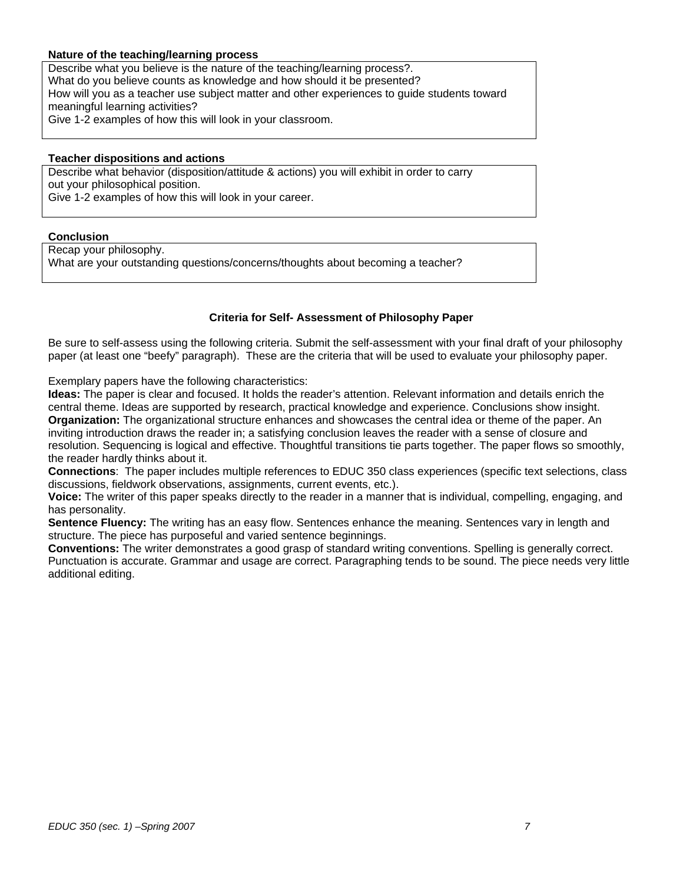**Nature of the teaching/learning process**

Describe what you believe is the nature of the teaching/learning process?.
What do you believe counts as knowledge and how should it be presented?
How will you as a teacher use subject matter and other experiences to guide students toward meaningful learning activities?
Give 1-2 examples of how this will look in your classroom.

**Teacher dispositions and actions**

Describe what behavior (disposition/attitude & actions) you will exhibit in order to carry out your philosophical position.
Give 1-2 examples of how this will look in your career.

**Conclusion**

Recap your philosophy.
What are your outstanding questions/concerns/thoughts about becoming a teacher?

## Criteria for Self- Assessment of Philosophy Paper

Be sure to self-assess using the following criteria. Submit the self-assessment with your final draft of your philosophy paper (at least one "beefy" paragraph). These are the criteria that will be used to evaluate your philosophy paper.

Exemplary papers have the following characteristics:

**Ideas:** The paper is clear and focused. It holds the reader's attention. Relevant information and details enrich the central theme. Ideas are supported by research, practical knowledge and experience. Conclusions show insight.

**Organization:** The organizational structure enhances and showcases the central idea or theme of the paper. An inviting introduction draws the reader in; a satisfying conclusion leaves the reader with a sense of closure and resolution. Sequencing is logical and effective. Thoughtful transitions tie parts together. The paper flows so smoothly, the reader hardly thinks about it.

**Connections**: The paper includes multiple references to EDUC 350 class experiences (specific text selections, class discussions, fieldwork observations, assignments, current events, etc.).

**Voice:** The writer of this paper speaks directly to the reader in a manner that is individual, compelling, engaging, and has personality.

**Sentence Fluency:** The writing has an easy flow. Sentences enhance the meaning. Sentences vary in length and structure. The piece has purposeful and varied sentence beginnings.

**Conventions:** The writer demonstrates a good grasp of standard writing conventions. Spelling is generally correct. Punctuation is accurate. Grammar and usage are correct. Paragraphing tends to be sound. The piece needs very little additional editing.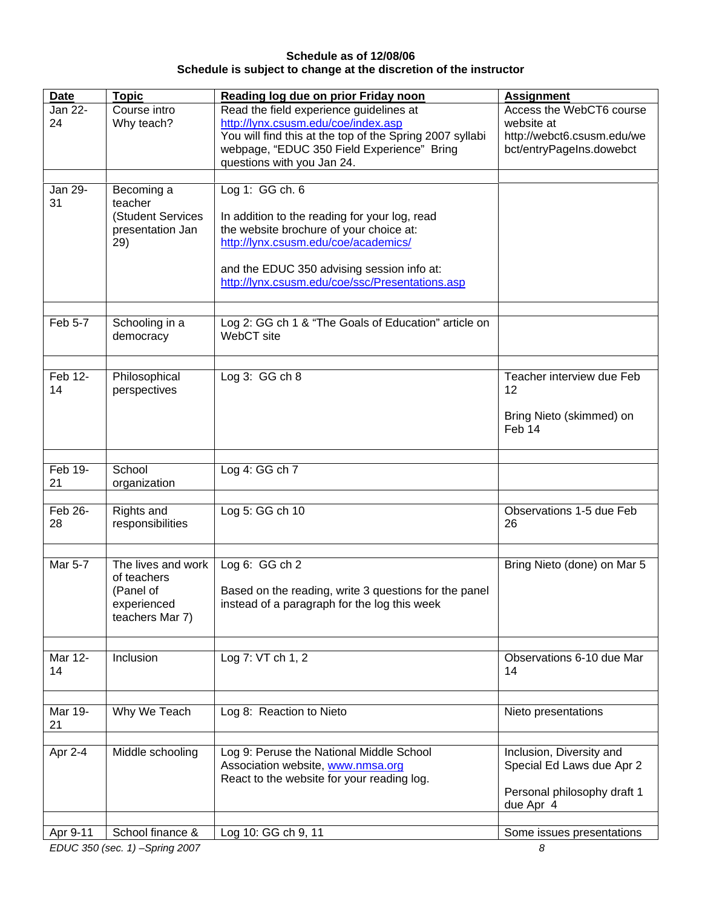**Schedule as of 12/08/06**
**Schedule is subject to change at the discretion of the instructor**

| Date | Topic | Reading log due on prior Friday noon | Assignment |
|---|---|---|---|
| Jan 22-24 | Course intro<br>Why teach? | Read the field experience guidelines at http://lynx.csusm.edu/coe/index.asp<br>You will find this at the top of the Spring 2007 syllabi webpage, "EDUC 350 Field Experience" Bring questions with you Jan 24. | Access the WebCT6 course website at http://webct6.csusm.edu/webct/entryPageIns.dowebct |
| | | | |
| Jan 29-31 | Becoming a teacher<br>(Student Services presentation Jan 29) | Log 1: GG ch. 6<br><br>In addition to the reading for your log, read the website brochure of your choice at: http://lynx.csusm.edu/coe/academics/<br><br>and the EDUC 350 advising session info at: http://lynx.csusm.edu/coe/ssc/Presentations.asp | |
| | | | |
| Feb 5-7 | Schooling in a democracy | Log 2: GG ch 1 & "The Goals of Education" article on WebCT site | |
| | | | |
| Feb 12-14 | Philosophical perspectives | Log 3: GG ch 8 | Teacher interview due Feb 12<br><br>Bring Nieto (skimmed) on Feb 14 |
| | | | |
| Feb 19-21 | School organization | Log 4: GG ch 7 | |
| | | | |
| Feb 26-28 | Rights and responsibilities | Log 5: GG ch 10 | Observations 1-5 due Feb 26 |
| | | | |
| Mar 5-7 | The lives and work of teachers<br>(Panel of experienced teachers Mar 7) | Log 6: GG ch 2<br><br>Based on the reading, write 3 questions for the panel instead of a paragraph for the log this week | Bring Nieto (done) on Mar 5 |
| | | | |
| Mar 12-14 | Inclusion | Log 7: VT ch 1, 2 | Observations 6-10 due Mar 14 |
| | | | |
| Mar 19-21 | Why We Teach | Log 8: Reaction to Nieto | Nieto presentations |
| | | | |
| Apr 2-4 | Middle schooling | Log 9: Peruse the National Middle School Association website, www.nmsa.org<br>React to the website for your reading log. | Inclusion, Diversity and Special Ed Laws due Apr 2<br><br>Personal philosophy draft 1 due Apr 4 |
| | | | |
| Apr 9-11 | School finance & | Log 10: GG ch 9, 11 | Some issues presentations |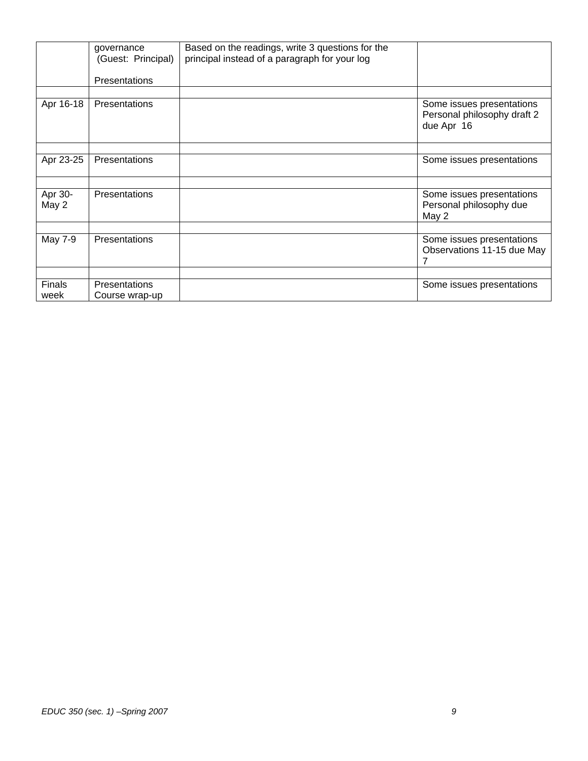| | | | |
|---|---|---|---|
| | governance (Guest: Principal)<br><br>Presentations | Based on the readings, write 3 questions for the principal instead of a paragraph for your log | |
| | | | |
| Apr 16-18 | Presentations | | Some issues presentations<br>Personal philosophy draft 2 due Apr 16 |
| | | | |
| Apr 23-25 | Presentations | | Some issues presentations |
| | | | |
| Apr 30-May 2 | Presentations | | Some issues presentations<br>Personal philosophy due May 2 |
| | | | |
| May 7-9 | Presentations | | Some issues presentations<br>Observations 11-15 due May 7 |
| | | | |
| Finals week | Presentations<br>Course wrap-up | | Some issues presentations |